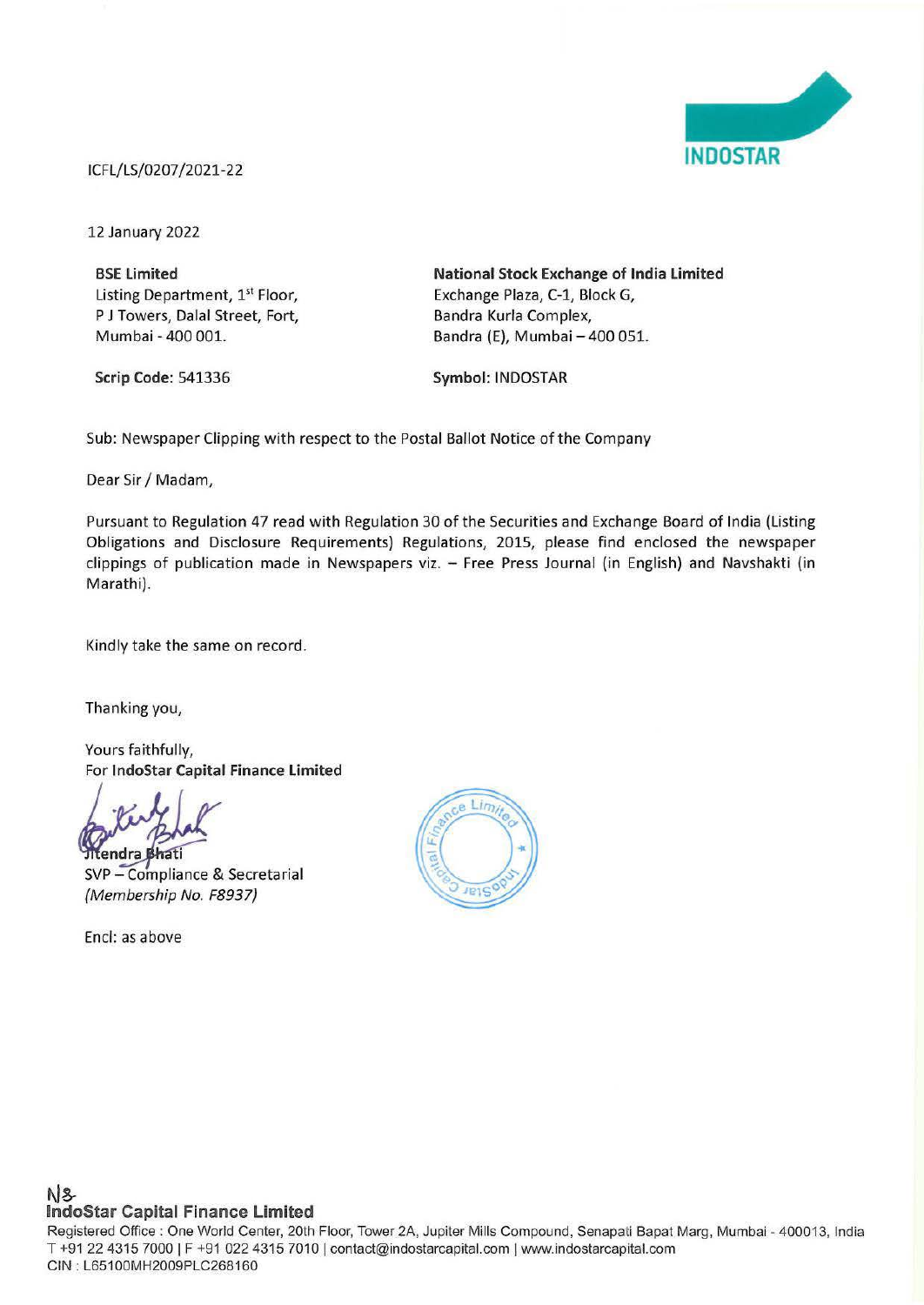ICFL/LS/0207/2021-22

12 January 2022

**BSE Limited**
Listing Department, 1st Floor,
P J Towers, Dalal Street, Fort,
Mumbai - 400 001.

**Scrip Code:** 541336

**National Stock Exchange of India Limited**
Exchange Plaza, C-1, Block G,
Bandra Kurla Complex,
Bandra (E), Mumbai – 400 051.

**Symbol:** INDOSTAR

Sub: Newspaper Clipping with respect to the Postal Ballot Notice of the Company

Dear Sir / Madam,

Pursuant to Regulation 47 read with Regulation 30 of the Securities and Exchange Board of India (Listing Obligations and Disclosure Requirements) Regulations, 2015, please find enclosed the newspaper clippings of publication made in Newspapers viz. – Free Press Journal (in English) and Navshakti (in Marathi).

Kindly take the same on record.

Thanking you,

Yours faithfully,
For **IndoStar Capital Finance Limited**

Jitendra Bhati
SVP – Compliance & Secretarial
*(Membership No. F8937)*

Encl: as above

**IndoStar Capital Finance Limited**
Registered Office : One World Center, 20th Floor, Tower 2A, Jupiter Mills Compound, Senapati Bapat Marg, Mumbai - 400013, India
T +91 22 4315 7000 | F +91 022 4315 7010 | contact@indostarcapital.com | www.indostarcapital.com
CIN : L65100MH2009PLC268160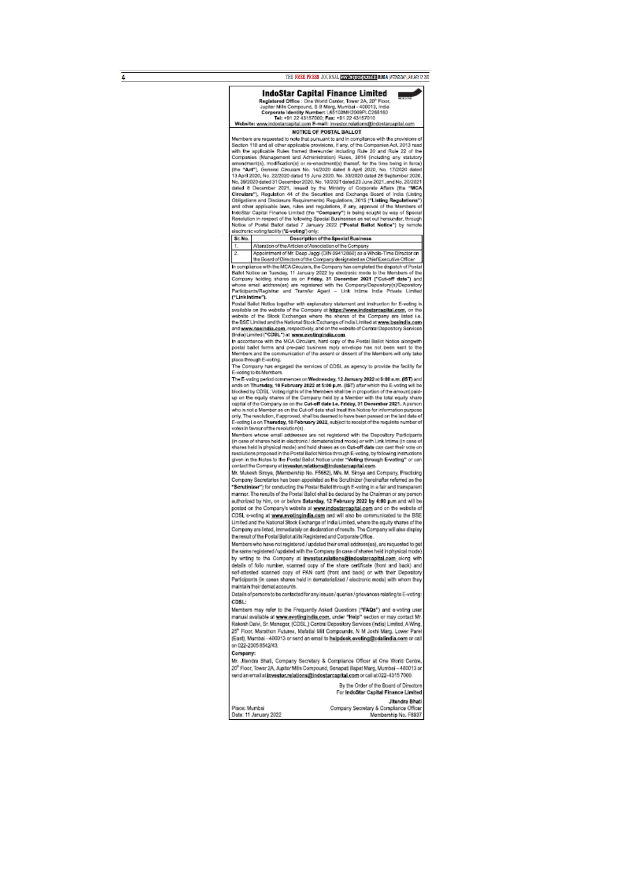# IndoStar Capital Finance Limited

**Registered Office** : One World Center, Tower 2A, 20th Floor, Jupiter Mills Compound, S B Marg, Mumbai - 400013, India
**Corporate Identity Number:** L65100MH2009PLC268160
**Tel:** +91 22 43157000; **Fax:** +91 22 43157010
**Website:** www.indostarcapital.com **E-mail:** investor.relations@indostarcapital.com

## NOTICE OF POSTAL BALLOT

Members are requested to note that pursuant to and in compliance with the provisions of Section 110 and all other applicable provisions, if any, of the Companies Act, 2013 read with the applicable Rules framed thereunder including Rule 20 and Rule 22 of the Companies (Management and Administration) Rules, 2014 (including any statutory amendment(s), modification(s) or re-enactment(s) thereof, for the time being in force) (the **"Act"**), General Circulars No. 14/2020 dated 8 April 2020, No. 17/2020 dated 13 April 2020, No. 22/2020 dated 15 June 2020, No. 33/2020 dated 28 September 2020, No. 39/2020 dated 31 December 2020, No. 10/2021 dated 23 June 2021, and No. 20/2021 dated 8 December 2021, issued by the Ministry of Corporate Affairs (the **"MCA Circulars"**), Regulation 44 of the Securities and Exchange Board of India (Listing Obligations and Disclosure Requirements) Regulations, 2015 (**"Listing Regulations"**) and other applicable laws, rules and regulations, if any, approval of the Members of IndoStar Capital Finance Limited (the **"Company"**) is being sought by way of Special Resolution in respect of the following Special Businesses as set out hereunder, through Notice of Postal Ballot dated 7 January 2022 (**"Postal Ballot Notice"**) by remote electronic voting facility (**"E-voting"**) only:

| Sr. No. | Description of the Special Business |
|---|---|
| 1. | Alteration of the Articles of Association of the Company |
| 2. | Appointment of Mr. Deep Jaggi (DIN 09412860) as a Whole-Time Director on the Board of Directors of the Company designated as Chief Executive Officer |

In compliance with the MCA Circulars, the Company has completed the dispatch of Postal Ballot Notice on Tuesday, 11 January 2022 by electronic mode to the Members of the Company holding shares as on **Friday, 31 December 2021 ("Cut-off date")** and whose email address(es) are registered with the Company/Depository(s)/Depository Participants/Registrar and Transfer Agent – Link Intime India Private Limited (**"Link Intime"**).

Postal Ballot Notice together with explanatory statement and instruction for E-voting is available on the website of the Company at **https://www.indostarcapital.com**, on the website of the Stock Exchanges where the shares of the Company are listed i.e. the BSE Limited and the National Stock Exchange of India Limited at **www.bseindia.com** and **www.nseindia.com**, respectively, and on the website of Central Depository Services (India) Limited (**"CDSL"**) at **www.evotingindia.com**.

In accordance with the MCA Circulars, hard copy of the Postal Ballot Notice alongwith postal ballot forms and pre-paid business reply envelope has not been sent to the Members and the communication of the assent or dissent of the Members will only take place through E-voting.

The Company has engaged the services of CDSL as agency to provide the facility for E-voting to its Members.

The E-voting period commences on **Wednesday, 12 January 2022 at 9:00 a.m. (IST)** and ends on **Thursday, 10 February 2022 at 5:00 p.m. (IST)** after which the E-voting will be blocked by CDSL. Voting rights of the Members shall be in proportion of the amount paid-up on the equity shares of the Company held by a Member with the total equity share capital of the Company as on the **Cut-off date i.e. Friday, 31 December 2021**. A person who is not a Member as on the Cut-off date shall treat this Notice for information purpose only. The resolution, if approved, shall be deemed to have been passed on the last date of E-voting **i.e on Thursday, 10 February 2022**, subject to receipt of the requisite number of votes in favour of the resolution(s).

Members whose email addresses are not registered with the Depository Participants (in case of shares held in electronic / dematerialized mode) or with Link Intime (in case of shares held in physical mode) and hold shares as on **Cut-off date** can cast their vote on resolutions proposed in the Postal Ballot Notice through E-voting, by following instructions given in the Notes to the Postal Ballot Notice under **"Voting through E-voting"** or can contact the Company at **investor.relations@indostarcapital.com**.

Mr. Mukesh Siroya, (Membership No. F5682), M/s. M. Siroya and Company, Practicing Company Secretaries has been appointed as the Scrutinizer (hereinafter referred as the **"Scrutinizer"**) for conducting the Postal Ballot through E-voting in a fair and transparent manner. The results of the Postal Ballot shall be declared by the Chairman or any person authorized by him, on or before **Saturday, 12 February 2022 by 4:00 p.m** and will be posted on the Company's website at **www.indostarcapital.com** and on the website of CDSL e-voting at **www.evotingindia.com** and will also be communicated to the BSE Limited and the National Stock Exchange of India Limited, where the equity shares of the Company are listed, immediately on declaration of results. The Company will also display the result of the Postal Ballot at its Registered and Corporate Office.

Members who have not registered / updated their email address(es), are requested to get the same registered / updated with the Company (in case of shares held in physical mode) by writing to the Company at **investor.relations@indostarcapital.com** along with details of folio number, scanned copy of the share certificate (front and back) and self-attested scanned copy of PAN card (front and back) or with their Depository Participants (in cases shares held in dematerialized / electronic mode) with whom they maintain their demat accounts.

Details of persons to be contacted for any issues / queries / grievances relating to E-voting:

**CDSL:**

Members may refer to the Frequently Asked Questions (**"FAQs"**) and e-voting user manual available at **www.evotingindia.com**, under **"Help"** section or may contact Mr. Rakesh Dalvi, Sr. Manager, (CDSL) Central Depository Services (India) Limited, A Wing, 25th Floor, Marathon Futurex, Mafatlal Mill Compounds, N M Joshi Marg, Lower Parel (East), Mumbai - 400013 or send an email to **helpdesk.evoting@cdslindia.com** or call on 022-2305 8542/43.

**Company:**

Mr. Jitendra Bhati, Company Secretary & Compliance Officer at One World Centre, 20th Floor, Tower 2A, Jupiter Mills Compound, Senapati Bapat Marg, Mumbai – 400013 or send an email at **investor.relations@indostarcapital.com** or call at 022-4315 7000.

By the Order of the Board of Directors
For **IndoStar Capital Finance Limited**

**Jitendra Bhati**
Company Secretary & Compliance Officer
Membership No. F8937

Place: Mumbai
Date: 11 January 2022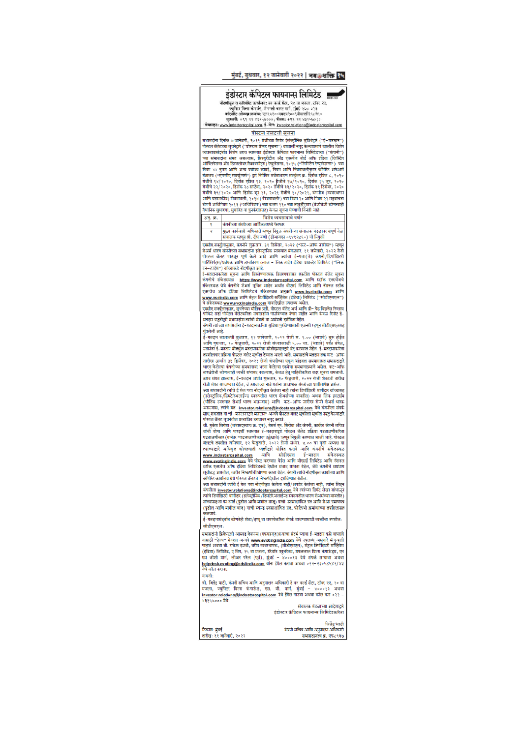# इंडोस्टार कॅपिटल फायनान्स लिमिटेड

**नोंदणीकृत व कॉर्पोरेट कार्यालय:** वन वर्ल्ड सेंटर, २० वा मजला, टॉवर २ए, ज्युपिटर मिल्स कंपाउंड, सेनापती बापट मार्ग, मुंबई-४०० ०१३
**कॉर्पोरेट ओळख क्रमांक:** एल६५१००एमएच२००९पीएलसी२६८१६०
**दूरध्वनी:** +९१ २२ ४३१५७०००; **फॅक्स:** +९१ २२ ४३१५७०१०
**संकेतस्थळ:** www.indostarcapital.com, **ई-मेल:** investor.relations@indostarcapital.com

## पोस्टल बॅलटची सूचना

सभासदांना दिनांक ७ जानेवारी, २०२२ रोजीच्या रिमोट इलेक्ट्रॉनिक सुविधेद्वारे ("ई-मतदान") पोस्टल बॅलटच्या सूचनेद्वारे ("पोस्टल बॅलट सूचना") याखाली नमूद केल्याप्रमाणे खालील विशेष व्यवसायांसंदर्भात विशेष ठराव स्वरूपात इंडोस्टार कॅपिटल फायनान्स लिमिटेडच्या ("कंपनी") च्या सभासदांना संमत असल्यास, सिक्युरिटीज अँड एक्स्चेंज बोर्ड ऑफ इंडिया (लिस्टिंग ऑब्लिगेशन्स अँड डिस्क्लोजर रिक्वायरमेंट्स) रेग्युलेशन्स, २०१५ ("लिस्टिंग रेग्युलेशन्स") च्या नियम ४४ नुसार आणि अन्य प्रयोज्य कायदे, नियम आणि नियमावलीनुसार कॉर्पोरेट अफेअर्स मंत्रालय ("एमसीए सर्क्युलर्स") द्वारे निर्मित सर्वसाधारण सर्क्युलर क्र. दिनांक एप्रिल ८, २०२० रोजीचे १४/२०२०, दिनांक एप्रिल १३, २०२० रोजीचे १७/२०२०, दिनांक १५ जून, २०२० रोजीचे २२/२०२०, दिनांक २८ सप्टेंबर, २०२० रोजीचे ३३/२०२०, दिनांक ३१ डिसेंबर, २०२० रोजीचे ३९/२०२० आणि दिनांक जून २३, २०२१ रोजीचे १०/२०२१, कंपनीज (व्यवस्थापन आणि प्रशासकीय) नियमावली, २०१४ ("नियमावली") च्या नियम २० आणि नियम २२ सहवाचता कंपनी अधिनियम २०१३ ("अधिनियम") च्या कलम ११० च्या तरतुदींनुसार (वेळोवेळी कोणत्याही वैधानिक सुधारणा, सुधारित वा पुनर्कायदा) केवळ सूचना देण्यात येत आहे.

| अनु. क्र. | विशेष व्यवसायाचे वर्णन |
|---|---|
| १ | कंपनीच्या असोसिएशन आर्टिकलमध्ये फेरफार |
| २ | मुख्य कार्यकारी अधिकारी म्हणून नियुक्त कंपनीच्या संचालक मंडळावर संपूर्ण वेळ संचालक म्हणून श्री. दीप जग्गी (डीआयएन ०९४१९२८६०) ची नियुक्ती |

एमसीए सर्क्युलर्सनुसार, कंपनीने शुक्रवार, ३१ डिसेंबर, २०२१ ("कट-ऑफ तारीख") म्हणून शेअर्स धारण कंपनीच्या सभासदांना इलेक्ट्रॉनिक स्वरूपात मंगळवार, ११ जानेवारी, २०२२ रोजी पोस्टल बॅलट पाठवून पूर्ण केले आहे आणि ज्यांचा ई-पत्ता(ते) कंपनी/डिपॉझिटरी पार्टिसिपंट्स/प्रबंधक आणि हस्तांतरण एजंट - लिंक इनटाईम इंडिया प्रायव्हेट लिमिटेड ("लिंक इन-टाईम") यांच्याकडे नोंदणीकृत आहे.

ई-मतदानाकरिता सूचना आणि विस्तृतपणात्मक विवरणासह एकत्रित पोस्टल बॅलट सूचना कंपनीचे संकेतस्थळ https://www.indostarcapital.com आणि स्टॉक एक्स्चेंजचे संकेतस्थळ जेथे कंपनीचे शेअर्स सूचित आहेत अर्थात बीएसई लिमिटेड आणि नॅशनल स्टॉक एक्स्चेंज ऑफ इंडिया लिमिटेडचे संकेतस्थळ अनुक्रमे www.bseindia.com आणि www.nseindia.com आणि सेंट्रल डिपॉझिटरी सर्व्हिसेस (इंडिया) लिमिटेड ("सीडीएसएल") चे संकेतस्थळ www.evotingindia.com वरसुद्धा उपलब्ध असेल.

एमसीए सर्क्युलर्सनुसार, सूचनेच्या भौतिक प्रती, पोस्टल बॅलट अर्ज आणि प्री-पेड बिझनेस रिप्लाय पाकिटे सदर पोस्टल बॅलटकरिता सभासदांना पाठविण्यात येणार नाहीत आणि केवळ रिमोट ई-मतदान पद्धतीद्वारे भागधारकांना त्यांची संमती वा असंमती दर्शविता येईल.

कंपनी त्यांच्या सभासदांना ई-मतदानाकरिता सुविधा पुरविण्यासाठी एजन्सी म्हणून सीडीएसएलसह गुंतलेली आहे.

ई-मतदान कालावधी बुधवार, १२ जानेवारी, २०२२ रोजी स. ९.०० (भाप्रवे) सुरू होईल आणि गुरुवार, १० फेब्रुवारी, २०२२ रोजी संध्याकाळी ५.०० वा. (भाप्रवे) पर्यंत संपेल, त्यानंतर ई-मतदान मॉड्युल मतदानाकरिता सीडीएसएलद्वारे बंद करण्यात येईल. ई-मतदानाकरिता तपशीलवार प्रक्रिया पोस्टल बॅलट सूचनेत देण्यात आली आहे. सभासदांचे मतदान हक्क कट-ऑफ तारीख अर्थात ३१ डिसेंबर, २०२१ रोजी कंपनीच्या एकूण भांडवल समभागासह सभासदाद्वारे धारण केलेल्या कंपनीच्या समभागावर भरणा केलेल्या रकमेचा समभागाप्रमाणे असेल. कट-ऑफ तारखेरोजी कोणत्याही व्यक्ती सभासद नसल्यास, केवळ हेतु माहितीकरिता सदर सूचना समजावी. ठराव संमत झाल्यास, ई-मतदान अर्थात गुरुवार, १० फेब्रुवारी, २०२२ रोजी शेवटची तारीख रोजी संमत समजण्यात येईल, जे ठरावाच्या संदर्भ मतांना आवश्यक संख्येच्या प्राप्तिपासून असेल.

ज्या सभासदांनी त्यांचे ई मेल पत्ता नोंदणीकृत केलेला नाही त्यांना डिपॉझिटरी भागीदार यांच्यासह (इलेक्ट्रॉनिक/डिमटेरिअलाईज्ड स्वरूपातील धारण शेअर्सच्या बाबतीत) अथवा लिंक इनटाईम (भौतिक स्वरूपात शेअर्स धारण असल्यास) आणि कट-ऑफ तारीख रोजी शेअर्स धारक असल्यास, त्यांचे मत investor.relations@indostarcapital.com येथे कंपनीला संपर्क साधू शकतात वा "ई-मतदानाद्वारे मतदान" अन्वये पोस्टल बॅलट सूचनेत सूचनेत नमूद केल्याद्वारे पोस्टल बॅलट सूचनेतील प्रस्तावित ठरावावर नमूद करावे.

श्री. मुकेश सिरोया (सभासदत्व क्र. एफ), मेसर्स एम. सिरोया अँड कंपनी, कार्यरत कंपनी सचिव यांची योग्य आणि पारदर्शी स्वरूपात ई-मतदानाद्वारे पोस्टल बॅलट प्रक्रिया पडताळणीकरिता पडताळणीकार (यानंतर "पडताळणीकार" उद्धेखले) म्हणून नियुक्ती करण्यात आली आहे. पोस्टल बॅलटचे तपशील शनिवार, १२ फेब्रुवारी, २०२२ रोजी सं. ४.०० वा पूर्वी अध्यक्ष वा त्यांच्याद्वारे अधिकृत कोणत्याही व्यक्तीद्वारे घोषित करावे आणि कंपनीचे संकेतस्थळ www.indostarcapital.com आणि सीडीएसएल ई-मतदान संकेतस्थळ www.evotingindia.com येथे पोस्ट करण्यात येईल आणि बीएसई लिमिटेड आणि नॅशनल स्टॉक एक्स्चेंज ऑफ इंडिया लिमिटेडकडे देखील सादर करण्यात येईल, जेथे कंपनीचे समभाग सूचीबद्ध असतील. त्यांचे निष्कर्षांची घोषणा करता येईल. कंपनी त्यांचे नोंदणीकृत कार्यालय आणि कॉर्पोरेट कार्यालय येथे पोस्टल बॅलटचे निष्कर्षदेखील दर्शविण्यात येतील.

ज्या सभासदांनी त्यांचे ई मेल पत्ता नोंदणीकृत केलेला नाही/अपडेट केलेला नाही, त्यांना विनंती कंपनीला investor.relations@indostarcapital.com येथे त्यांच्या डिमॅट लेखा सांभाळून त्यांचे डिपॉझिटरी भागीदार (इलेक्ट्रॉनिक/डिमटेरिअलाईज्ड स्वरूपातील धारण शेअर्सच्या बाबतीत) यांच्यासह वा पॅन कार्ड (पुढील आणि मागील बाजू) यांची स्वसाक्षांकित प्रत आणि शेअर प्रमाणपत्र (पुढील आणि मागील बाजू) यांची स्कॅन्ड स्वसाक्षांकित प्रत, फोलिओ क्रमांकाच्या तपशीलासह कळवावे.

ई-मतदानासंदर्भात कोणतेही शंका/हायू वा समस्येकरिता संपर्क साधण्यासाठी व्यक्तींचा तपशील:

सीडीएसएल:

सभासदांनी फ्रिक्वेन्टली आस्क्ड केश्नन्स (एफएक्यूज) करिता संदर्भ घ्यावा ई-मतदान कसे वापरावे याबाबतीत "हेल्प" सेक्शन अन्वये www.evotingindia.com येथे उपलब्ध असणारे मॅन्युअली पहावे अथवा श्री. राकेश दळवी, वरिष्ठ व्यवस्थापक, (सीडीएसएल), सेंट्रल डिपॉझिटरी सर्व्हिसेस (इंडिया) लिमिटेड, ए विंग, २५ वा मजला, मॅरेथॉन फ्युचरेक्स, मफतलाल मिल कंपाऊंड, एन एम जोशी मार्ग, लोअर परेल (पूर्व), मुंबई - ४०००१३ येथे संपर्क साधावा अथवा helpdesk.evoting@cdslindia.com यांना ईमेल करावा अथवा ०२२-२३०५८५४२/४३ येथे कॉल करावा.

कंपनी:

श्री. जितेंद्र भाटी, कंपनी सचिव आणि अनुपालन अधिकारी हे वन वर्ल्ड सेंटर, टॉवर २ए, २० वा मजला, ज्युपिटर मिल्स कंपाऊंड, एस. बी. मार्ग, मुंबई - ४०००१३ अथवा investor.relations@indostarcapital.com येथे ईमेल पाठवा अथवा कॉल करा ०२२ - ४३१५७००० येथे.

संचालक मंडळाच्या आदेशाद्वारे
इंडोस्टार कॅपिटल फायनान्स लिमिटेडकरिता

जितेंद्र भाटी
कंपनी सचिव आणि अनुपालन अधिकारी
सभासदत्व क्र. एफ८९३७

ठिकाण: मुंबई
तारीख: ११ जानेवारी, २०२२